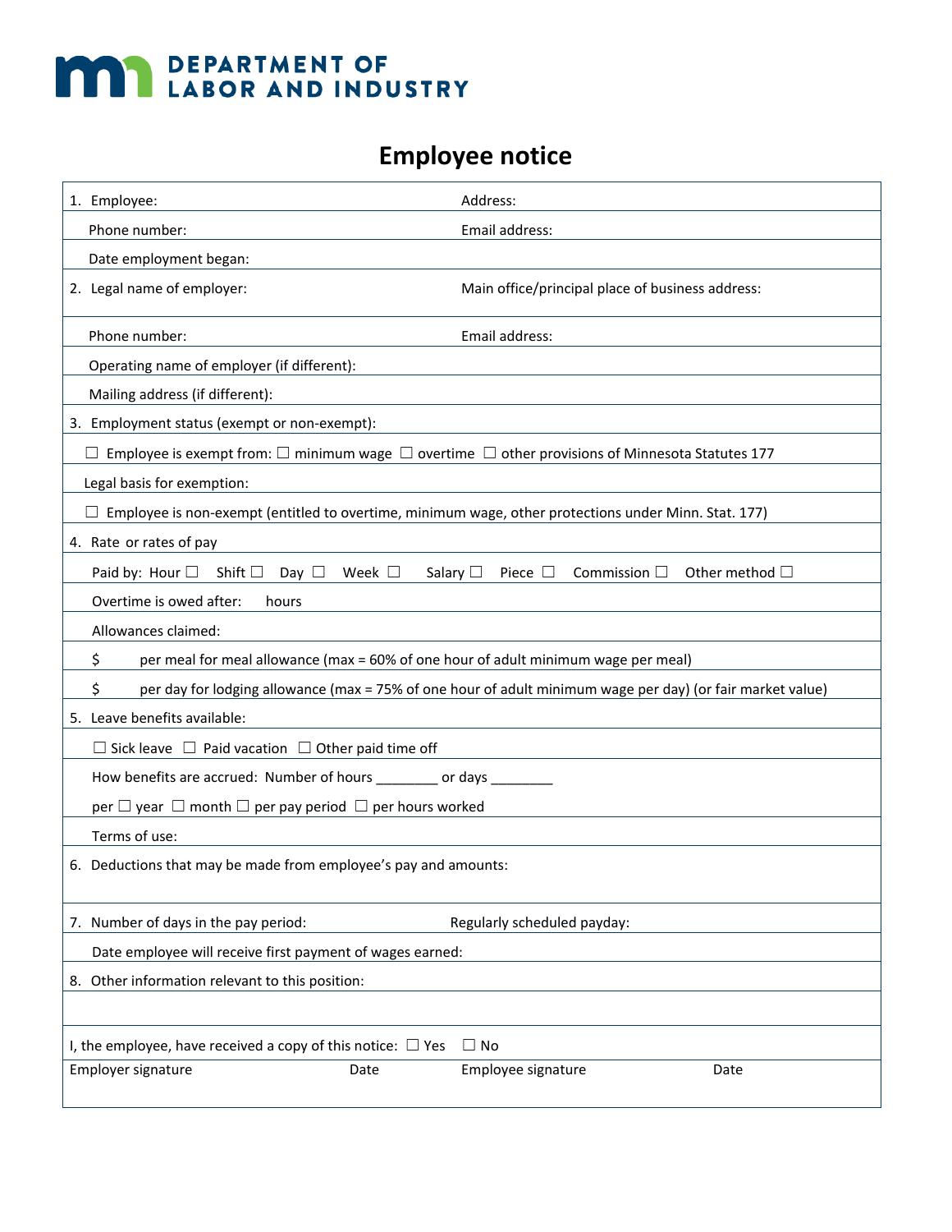DEPARTMENT OF LABOR AND INDUSTRY

# Employee notice

1. Employee: Address:

Phone number: Email address:

Date employment began:

2. Legal name of employer: Main office/principal place of business address:

Phone number: Email address:

Operating name of employer (if different):

Mailing address (if different):

3. Employment status (exempt or non-exempt):

☐ Employee is exempt from: ☐ minimum wage ☐ overtime ☐ other provisions of Minnesota Statutes 177

Legal basis for exemption:

☐ Employee is non-exempt (entitled to overtime, minimum wage, other protections under Minn. Stat. 177)

4. Rate or rates of pay

Paid by: Hour ☐ Shift ☐ Day ☐ Week ☐ Salary ☐ Piece ☐ Commission ☐ Other method ☐

Overtime is owed after: hours

Allowances claimed:

$ per meal for meal allowance (max = 60% of one hour of adult minimum wage per meal)

$ per day for lodging allowance (max = 75% of one hour of adult minimum wage per day) (or fair market value)

5. Leave benefits available:

☐ Sick leave ☐ Paid vacation ☐ Other paid time off

How benefits are accrued: Number of hours ________ or days ________

per ☐ year ☐ month ☐ per pay period ☐ per hours worked

Terms of use:

6. Deductions that may be made from employee's pay and amounts:

7. Number of days in the pay period: Regularly scheduled payday:

Date employee will receive first payment of wages earned:

8. Other information relevant to this position:

I, the employee, have received a copy of this notice: ☐ Yes ☐ No

| Employer signature | Date | Employee signature | Date |
|---|---|---|---|
| | | | |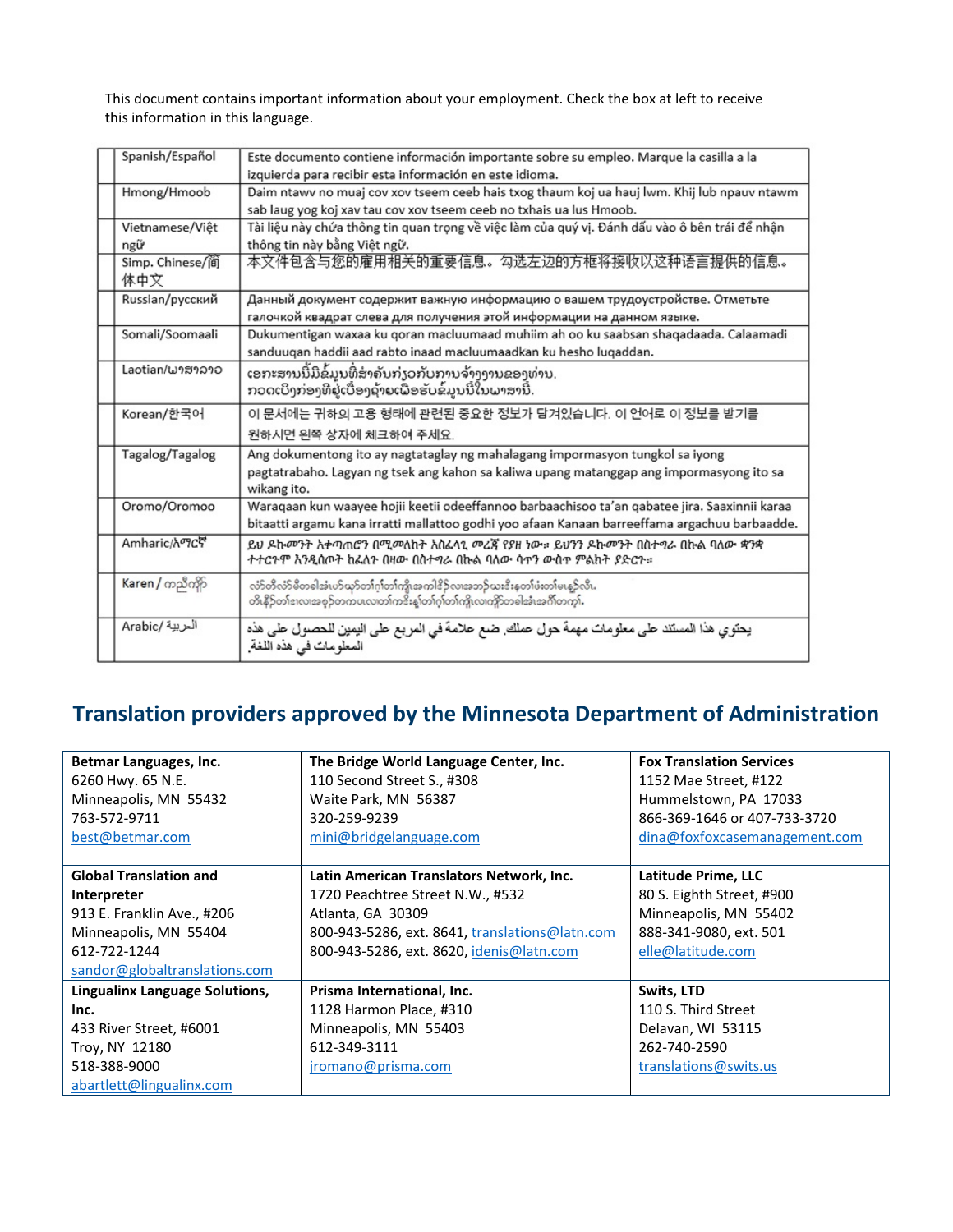This document contains important information about your employment. Check the box at left to receive this information in this language.

| | | |
|---|---|---|
| | Spanish/Español | Este documento contiene información importante sobre su empleo. Marque la casilla a la izquierda para recibir esta información en este idioma. |
| | Hmong/Hmoob | Daim ntawv no muaj cov xov tseem ceeb hais txog thaum koj ua hauj lwm. Khij lub npauv ntawm sab laug yog koj xav tau cov xov tseem ceeb no txhais ua lus Hmoob. |
| | Vietnamese/Việt ngữ | Tài liệu này chứa thông tin quan trọng về việc làm của quý vị. Đánh dấu vào ô bên trái để nhận thông tin này bằng Việt ngữ. |
| | Simp. Chinese/简体中文 | 本文件包含与您的雇用相关的重要信息。勾选左边的方框将接收以这种语言提供的信息。 |
| | Russian/русский | Данный документ содержит важную информацию о вашем трудоустройстве. Отметьте галочкой квадрат слева для получения этой информации на данном языке. |
| | Somali/Soomaali | Dukumentigan waxaa ku qoran macluumaad muhiim ah oo ku saabsan shaqadaada. Calaamadi sanduuqan haddii aad rabto inaad macluumaadkan ku hesho luqaddan. |
| | Laotian/ພາສາລາວ | ເອກະສານນີ້ມີຂໍ້ມູນທີ່ສຳຄັນກ່ຽວກັບການຈ້າງງານຂອງທ່ານ. ກວດເບິ່ງກ່ອງທີ່ຢູ່ເບື້ອງຊ້າຍເພື່ອຮັບຂໍ້ມູນນີ້ໃນພາສານີ້. |
| | Korean/한국어 | 이 문서에는 귀하의 고용 형태에 관련된 중요한 정보가 담겨있습니다. 이 언어로 이 정보를 받기를 원하시면 왼쪽 상자에 체크하여 주세요. |
| | Tagalog/Tagalog | Ang dokumentong ito ay nagtataglay ng mahalagang impormasyon tungkol sa iyong pagtatrabaho. Lagyan ng tsek ang kahon sa kaliwa upang matanggap ang impormasyong ito sa wikang ito. |
| | Oromo/Oromoo | Waraqaan kun waayee hojii keetii odeeffannoo barbaachisoo ta'an qabatee jira. Saaxinnii karaa bitaatti argamu kana irratti mallattoo godhi yoo afaan Kanaan barreeffama argachuu barbaadde. |
| | Amharic/አማርኛ | ይህ ዶኩመንት አተጣጠርን በሚመለከት አስፈላጊ መረጃ የያዘ ነው። ይህንን ዶኩመንት በስተግራ በኩል ባለው ቋንቋ ተተርጉሞ እንዲሰጦት ከፈለጉ በዛው በስተግራ በኩል ባለው ሳጥን ውስጥ ምልክት ያድርጉ። |
| | Karen/ကညီကျိာ် | လံာ်တီလံာ်မီတခါအံၤပာ်ဃှာ်တၢ်ဂ့ၢ်တၢ်ကျိၤအကါဒိၣ်လၢအဘၣ်ဃးဒီးနတၢ်ဖံးတၢ်မၤန့ၣ်လီၤ. တိၣ်နီၣ်တၢ်ဒၢလၢအစုၣ်ဘၣ်တဂ့ၢ်လၢတၢ်ကဒိးန့ၢ်တၢ်ဂ့ၢ်တၢ်ကျိၤလၢကျိာ်တခါအံၤအဂီၢ်တက့ၢ်. |
| | Arabic/العربية | يحتوي هذا المستند على معلومات مهمة حول عملك. ضع علامة في المربع على اليمين للحصول على هذه المعلومات في هذه اللغة. |

## Translation providers approved by the Minnesota Department of Administration

| | | |
|---|---|---|
| **Betmar Languages, Inc.**<br>6260 Hwy. 65 N.E.<br>Minneapolis, MN 55432<br>763-572-9711<br>best@betmar.com | **The Bridge World Language Center, Inc.**<br>110 Second Street S., #308<br>Waite Park, MN 56387<br>320-259-9239<br>mini@bridgelanguage.com | **Fox Translation Services**<br>1152 Mae Street, #122<br>Hummelstown, PA 17033<br>866-369-1646 or 407-733-3720<br>dina@foxfoxcasemanagement.com |
| **Global Translation and Interpreter**<br>913 E. Franklin Ave., #206<br>Minneapolis, MN 55404<br>612-722-1244<br>sandor@globaltranslations.com | **Latin American Translators Network, Inc.**<br>1720 Peachtree Street N.W., #532<br>Atlanta, GA 30309<br>800-943-5286, ext. 8641, translations@latn.com<br>800-943-5286, ext. 8620, idenis@latn.com | **Latitude Prime, LLC**<br>80 S. Eighth Street, #900<br>Minneapolis, MN 55402<br>888-341-9080, ext. 501<br>elle@latitude.com |
| **Lingualinx Language Solutions, Inc.**<br>433 River Street, #6001<br>Troy, NY 12180<br>518-388-9000<br>abartlett@lingualinx.com | **Prisma International, Inc.**<br>1128 Harmon Place, #310<br>Minneapolis, MN 55403<br>612-349-3111<br>jromano@prisma.com | **Swits, LTD**<br>110 S. Third Street<br>Delavan, WI 53115<br>262-740-2590<br>translations@swits.us |